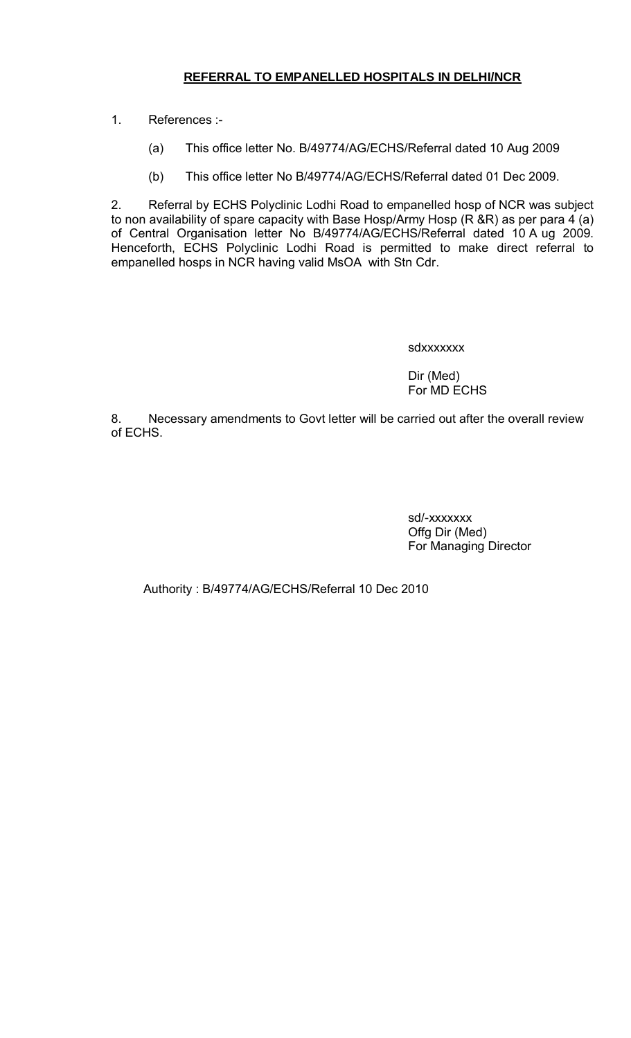**REFERRAL TO EMPANELLED HOSPITALS IN DELHI/NCR**

1. References :-

   (a) This office letter No. B/49774/AG/ECHS/Referral dated 10 Aug 2009

   (b) This office letter No B/49774/AG/ECHS/Referral dated 01 Dec 2009.

2. Referral by ECHS Polyclinic Lodhi Road to empanelled hosp of NCR was subject to non availability of spare capacity with Base Hosp/Army Hosp (R &R) as per para 4 (a) of Central Organisation letter No B/49774/AG/ECHS/Referral dated 10 A ug 2009. Henceforth, ECHS Polyclinic Lodhi Road is permitted to make direct referral to empanelled hosps in NCR having valid MsOA with Stn Cdr.

sdxxxxxxx

Dir (Med)
For MD ECHS

8. Necessary amendments to Govt letter will be carried out after the overall review of ECHS.

sd/-xxxxxxx
Offg Dir (Med)
For Managing Director

Authority : B/49774/AG/ECHS/Referral 10 Dec 2010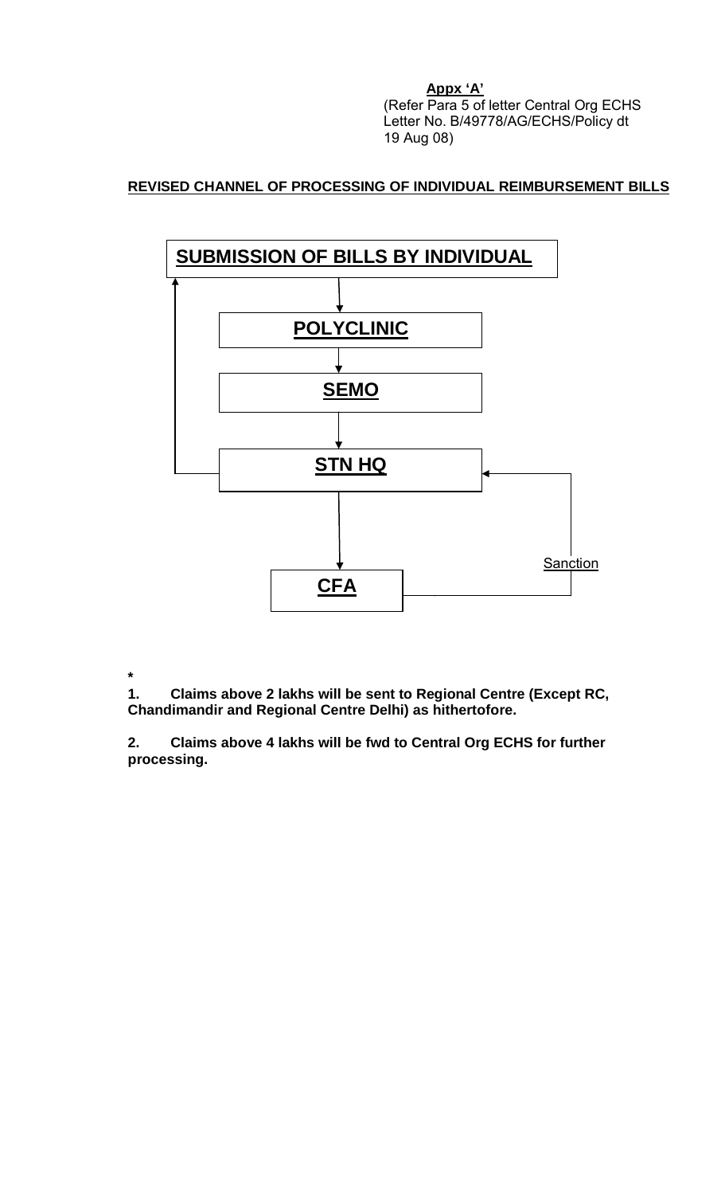**Appx 'A'**
(Refer Para 5 of letter Central Org ECHS Letter No. B/49778/AG/ECHS/Policy dt 19 Aug 08)

**REVISED CHANNEL OF PROCESSING OF INDIVIDUAL REIMBURSEMENT BILLS**

**SUBMISSION OF BILLS BY INDIVIDUAL**

↓

**POLYCLINIC**

↓

**SEMO**

↓

**STN HQ** → (returned to SUBMISSION OF BILLS BY INDIVIDUAL)

↓

**CFA** → Sanction → **STN HQ**

*

**1. Claims above 2 lakhs will be sent to Regional Centre (Except RC, Chandimandir and Regional Centre Delhi) as hithertofore.**

**2. Claims above 4 lakhs will be fwd to Central Org ECHS for further processing.**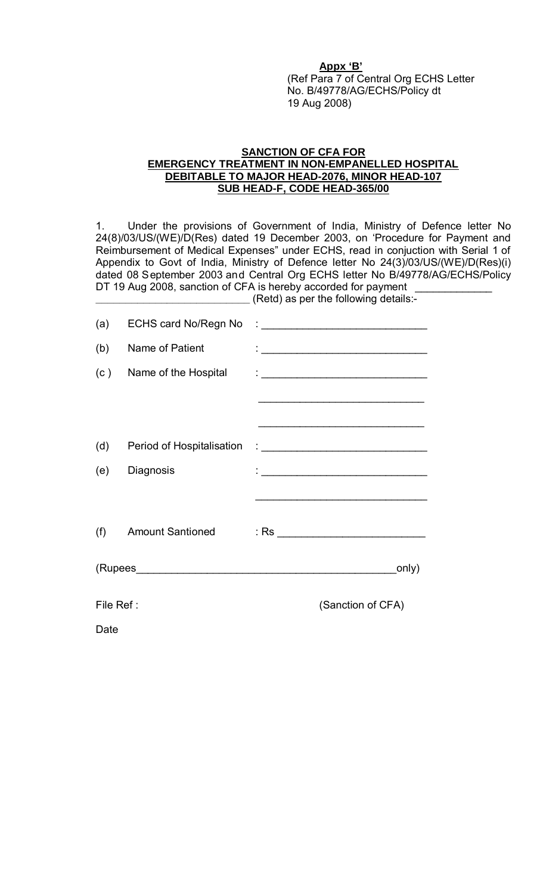**Appx 'B'**

(Ref Para 7 of Central Org ECHS Letter No. B/49778/AG/ECHS/Policy dt 19 Aug 2008)

**SANCTION OF CFA FOR EMERGENCY TREATMENT IN NON-EMPANELLED HOSPITAL DEBITABLE TO MAJOR HEAD-2076, MINOR HEAD-107 SUB HEAD-F, CODE HEAD-365/00**

1. Under the provisions of Government of India, Ministry of Defence letter No 24(8)/03/US/(WE)/D(Res) dated 19 December 2003, on 'Procedure for Payment and Reimbursement of Medical Expenses" under ECHS, read in conjuction with Serial 1 of Appendix to Govt of India, Ministry of Defence letter No 24(3)/03/US/(WE)/D(Res)(i) dated 08 September 2003 and Central Org ECHS letter No B/49778/AG/ECHS/Policy DT 19 Aug 2008, sanction of CFA is hereby accorded for payment _____________ __________________________ (Retd) as per the following details:-

(a) ECHS card No/Regn No : ____________________________

(b) Name of Patient : ____________________________

(c ) Name of the Hospital : ____________________________

____________________________

____________________________

(d) Period of Hospitalisation : ____________________________

(e) Diagnosis : ____________________________

____________________________

(f) Amount Santioned : Rs _________________________

(Rupees____________________________________________only)

File Ref : (Sanction of CFA)

Date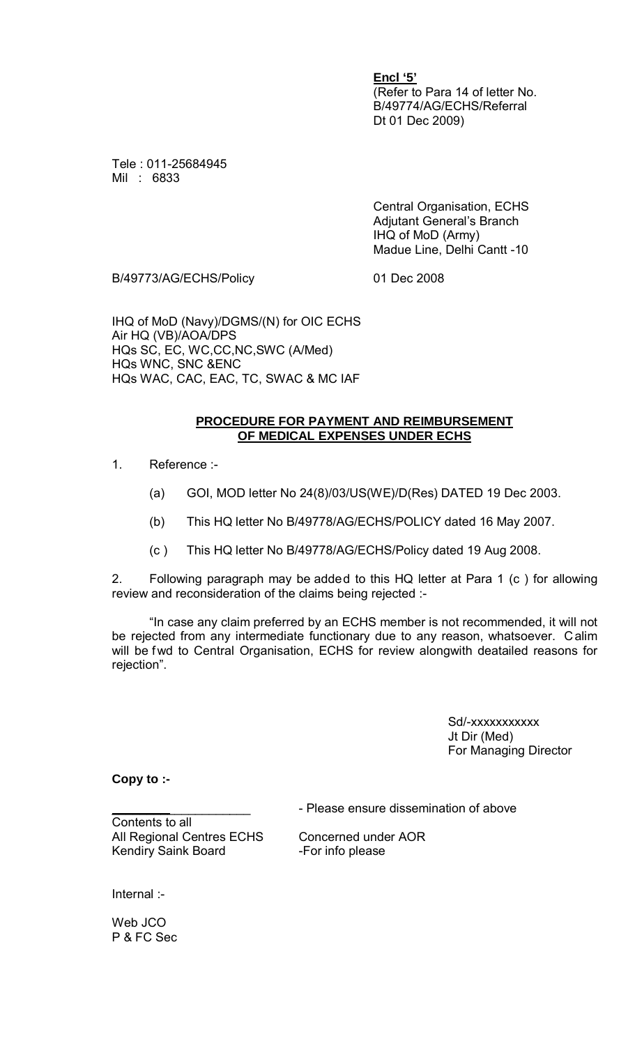**Encl '5'**
(Refer to Para 14 of letter No. B/49774/AG/ECHS/Referral Dt 01 Dec 2009)

Tele : 011-25684945
Mil : 6833

Central Organisation, ECHS
Adjutant General's Branch
IHQ of MoD (Army)
Madue Line, Delhi Cantt -10

B/49773/AG/ECHS/Policy    01 Dec 2008

IHQ of MoD (Navy)/DGMS/(N) for OIC ECHS
Air HQ (VB)/AOA/DPS
HQs SC, EC, WC,CC,NC,SWC (A/Med)
HQs WNC, SNC &ENC
HQs WAC, CAC, EAC, TC, SWAC & MC IAF

**PROCEDURE FOR PAYMENT AND REIMBURSEMENT OF MEDICAL EXPENSES UNDER ECHS**

1. Reference :-

   (a) GOI, MOD letter No 24(8)/03/US(WE)/D(Res) DATED 19 Dec 2003.

   (b) This HQ letter No B/49778/AG/ECHS/POLICY dated 16 May 2007.

   (c ) This HQ letter No B/49778/AG/ECHS/Policy dated 19 Aug 2008.

2. Following paragraph may be added to this HQ letter at Para 1 (c ) for allowing review and reconsideration of the claims being rejected :-

"In case any claim preferred by an ECHS member is not recommended, it will not be rejected from any intermediate functionary due to any reason, whatsoever. Calim will be fwd to Central Organisation, ECHS for review alongwith deatailed reasons for rejection".

Sd/-xxxxxxxxxxx
Jt Dir (Med)
For Managing Director

**Copy to :-**

____________________ - Please ensure dissemination of above
Contents to all
All Regional Centres ECHS    Concerned under AOR
Kendiry Saink Board    -For info please

Internal :-

Web JCO
P & FC Sec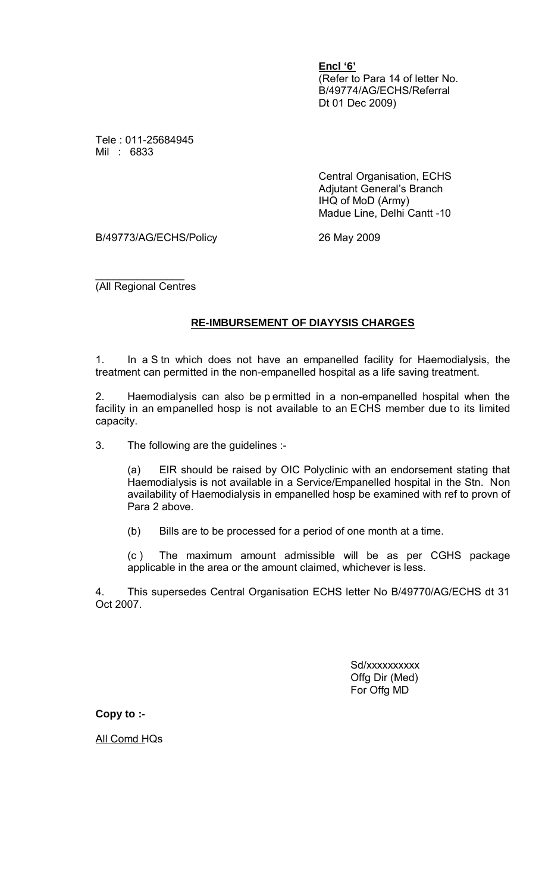**Encl '6'**
(Refer to Para 14 of letter No. B/49774/AG/ECHS/Referral Dt 01 Dec 2009)

Tele : 011-25684945
Mil : 6833

Central Organisation, ECHS
Adjutant General's Branch
IHQ of MoD (Army)
Madue Line, Delhi Cantt -10

B/49773/AG/ECHS/Policy 26 May 2009

(All Regional Centres

**RE-IMBURSEMENT OF DIAYYSIS CHARGES**

1. In a S tn which does not have an empanelled facility for Haemodialysis, the treatment can permitted in the non-empanelled hospital as a life saving treatment.

2. Haemodialysis can also be p ermitted in a non-empanelled hospital when the facility in an empanelled hosp is not available to an ECHS member due to its limited capacity.

3. The following are the guidelines :-

(a) EIR should be raised by OIC Polyclinic with an endorsement stating that Haemodialysis is not available in a Service/Empanelled hospital in the Stn. Non availability of Haemodialysis in empanelled hosp be examined with ref to provn of Para 2 above.

(b) Bills are to be processed for a period of one month at a time.

(c ) The maximum amount admissible will be as per CGHS package applicable in the area or the amount claimed, whichever is less.

4. This supersedes Central Organisation ECHS letter No B/49770/AG/ECHS dt 31 Oct 2007.

Sd/xxxxxxxxxx
Offg Dir (Med)
For Offg MD

**Copy to :-**

All Comd HQs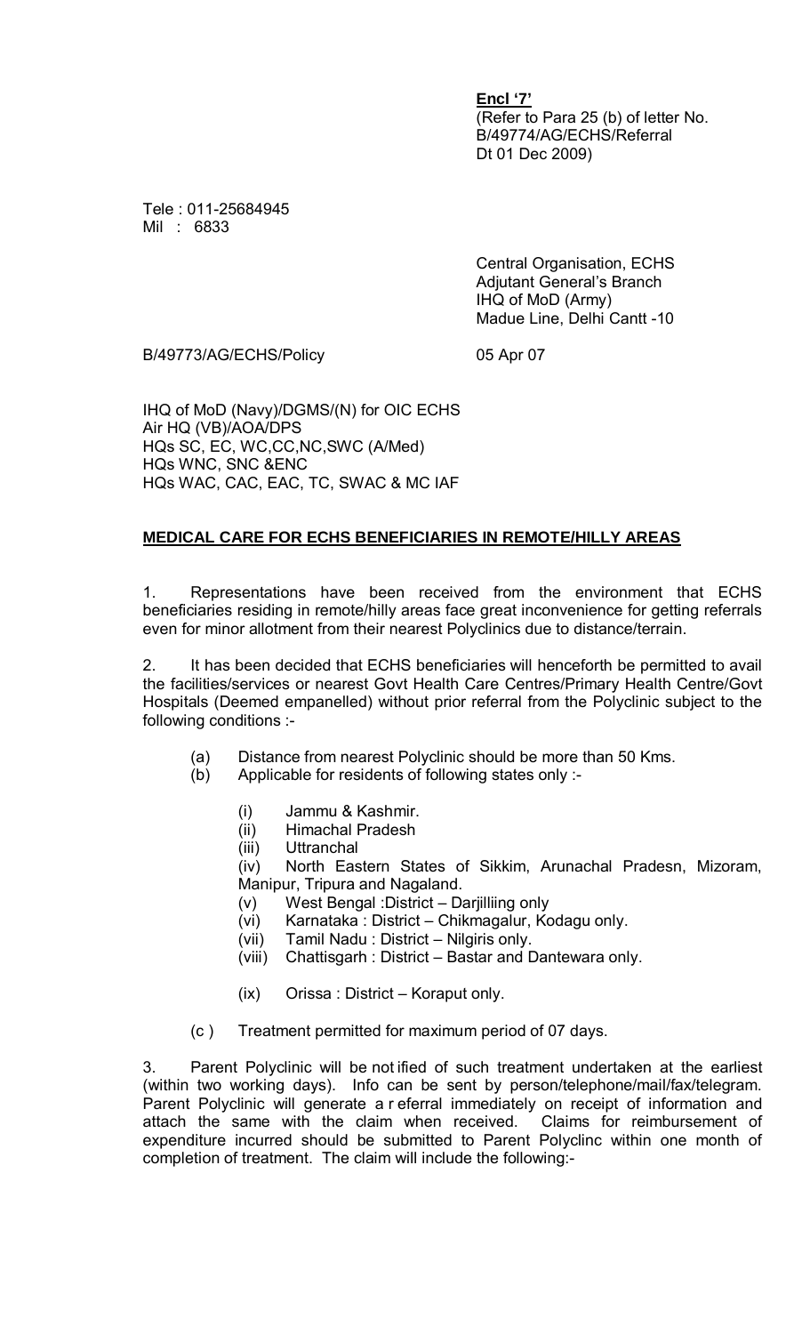**Encl '7'**
(Refer to Para 25 (b) of letter No. B/49774/AG/ECHS/Referral Dt 01 Dec 2009)

Tele : 011-25684945
Mil : 6833

Central Organisation, ECHS
Adjutant General's Branch
IHQ of MoD (Army)
Madue Line, Delhi Cantt -10

B/49773/AG/ECHS/Policy 05 Apr 07

IHQ of MoD (Navy)/DGMS/(N) for OIC ECHS
Air HQ (VB)/AOA/DPS
HQs SC, EC, WC,CC,NC,SWC (A/Med)
HQs WNC, SNC &ENC
HQs WAC, CAC, EAC, TC, SWAC & MC IAF

**MEDICAL CARE FOR ECHS BENEFICIARIES IN REMOTE/HILLY AREAS**

1. Representations have been received from the environment that ECHS beneficiaries residing in remote/hilly areas face great inconvenience for getting referrals even for minor allotment from their nearest Polyclinics due to distance/terrain.

2. It has been decided that ECHS beneficiaries will henceforth be permitted to avail the facilities/services or nearest Govt Health Care Centres/Primary Health Centre/Govt Hospitals (Deemed empanelled) without prior referral from the Polyclinic subject to the following conditions :-

(a) Distance from nearest Polyclinic should be more than 50 Kms.

(b) Applicable for residents of following states only :-

(i) Jammu & Kashmir.

(ii) Himachal Pradesh

(iii) Uttranchal

(iv) North Eastern States of Sikkim, Arunachal Pradesn, Mizoram, Manipur, Tripura and Nagaland.

(v) West Bengal :District – Darjilliing only

(vi) Karnataka : District – Chikmagalur, Kodagu only.

(vii) Tamil Nadu : District – Nilgiris only.

(viii) Chattisgarh : District – Bastar and Dantewara only.

(ix) Orissa : District – Koraput only.

(c ) Treatment permitted for maximum period of 07 days.

3. Parent Polyclinic will be notified of such treatment undertaken at the earliest (within two working days). Info can be sent by person/telephone/mail/fax/telegram. Parent Polyclinic will generate a referral immediately on receipt of information and attach the same with the claim when received. Claims for reimbursement of expenditure incurred should be submitted to Parent Polyclinc within one month of completion of treatment. The claim will include the following:-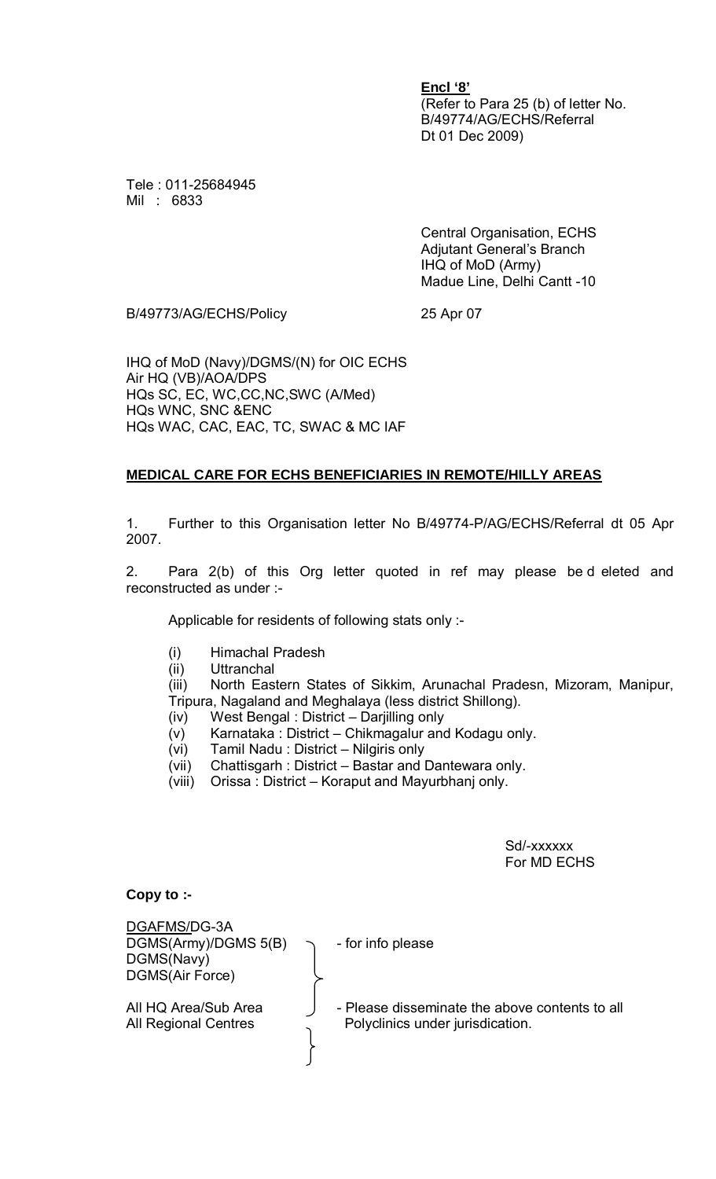**Encl '8'**
(Refer to Para 25 (b) of letter No. B/49774/AG/ECHS/Referral Dt 01 Dec 2009)

Tele : 011-25684945
Mil : 6833

Central Organisation, ECHS
Adjutant General's Branch
IHQ of MoD (Army)
Madue Line, Delhi Cantt -10

B/49773/AG/ECHS/Policy 25 Apr 07

IHQ of MoD (Navy)/DGMS/(N) for OIC ECHS
Air HQ (VB)/AOA/DPS
HQs SC, EC, WC,CC,NC,SWC (A/Med)
HQs WNC, SNC &ENC
HQs WAC, CAC, EAC, TC, SWAC & MC IAF

**MEDICAL CARE FOR ECHS BENEFICIARIES IN REMOTE/HILLY AREAS**

1. Further to this Organisation letter No B/49774-P/AG/ECHS/Referral dt 05 Apr 2007.

2. Para 2(b) of this Org letter quoted in ref may please be d eleted and reconstructed as under :-

Applicable for residents of following stats only :-

(i) Himachal Pradesh
(ii) Uttranchal
(iii) North Eastern States of Sikkim, Arunachal Pradesn, Mizoram, Manipur, Tripura, Nagaland and Meghalaya (less district Shillong).
(iv) West Bengal : District – Darjilling only
(v) Karnataka : District – Chikmagalur and Kodagu only.
(vi) Tamil Nadu : District – Nilgiris only
(vii) Chattisgarh : District – Bastar and Dantewara only.
(viii) Orissa : District – Koraput and Mayurbhanj only.

Sd/-xxxxxx
For MD ECHS

**Copy to :-**

DGAFMS/DG-3A
DGMS(Army)/DGMS 5(B)
DGMS(Navy)
DGMS(Air Force)
- for info please

All HQ Area/Sub Area
All Regional Centres
- Please disseminate the above contents to all Polyclinics under jurisdication.